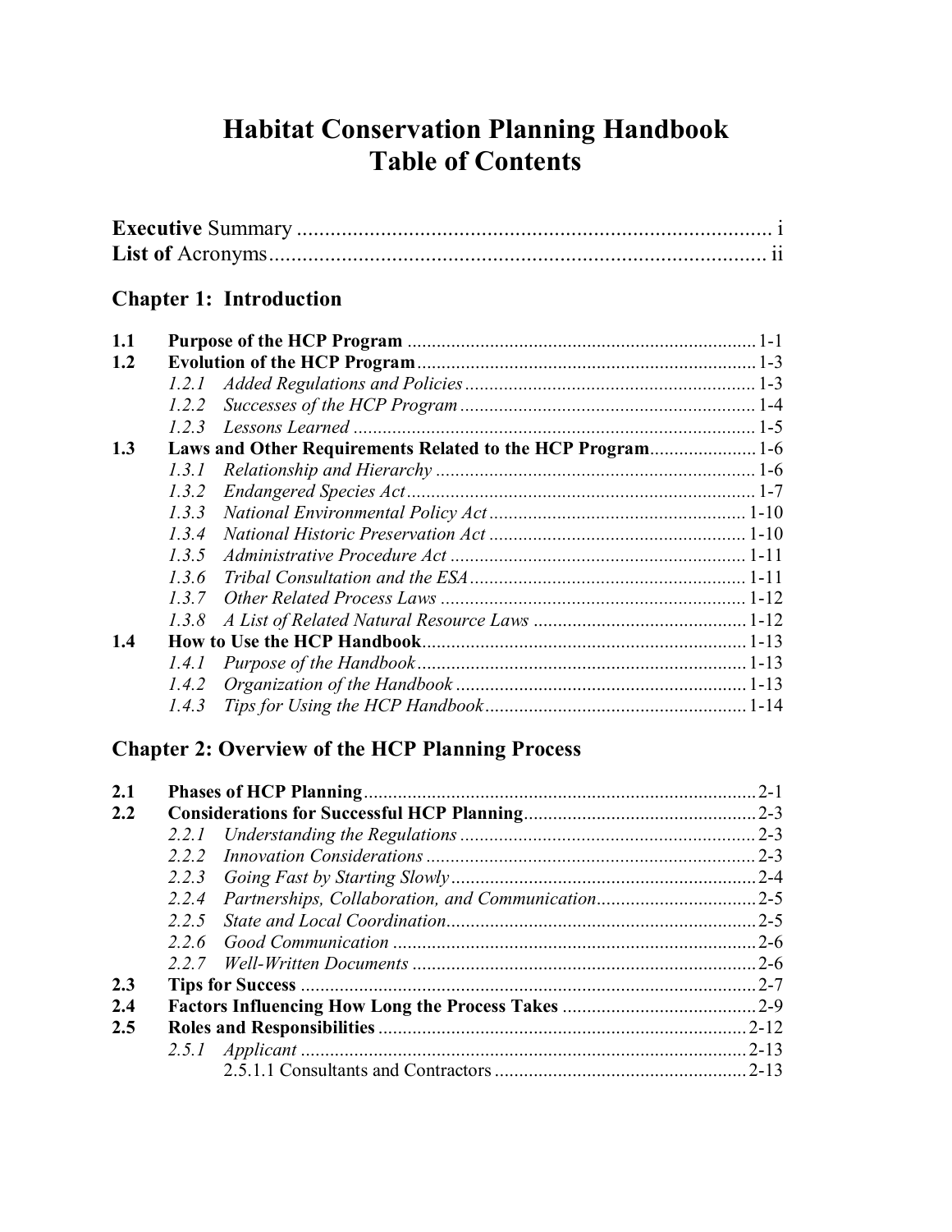# Habitat Conservation Planning Handbook
# Table of Contents

**Executive** Summary ........................................................................................ i
**List of** Acronyms............................................................................................ ii

## Chapter 1: Introduction

**1.1 Purpose of the HCP Program** ........................................................................ 1-1
**1.2 Evolution of the HCP Program** ...................................................................... 1-3
- *1.2.1 Added Regulations and Policies* ............................................................. 1-3
- *1.2.2 Successes of the HCP Program* .............................................................. 1-4
- *1.2.3 Lessons Learned* .................................................................................... 1-5

**1.3 Laws and Other Requirements Related to the HCP Program** ...................... 1-6
- *1.3.1 Relationship and Hierarchy* .................................................................. 1-6
- *1.3.2 Endangered Species Act* ........................................................................ 1-7
- *1.3.3 National Environmental Policy Act* ...................................................... 1-10
- *1.3.4 National Historic Preservation Act* ...................................................... 1-10
- *1.3.5 Administrative Procedure Act* .............................................................. 1-11
- *1.3.6 Tribal Consultation and the ESA* .......................................................... 1-11
- *1.3.7 Other Related Process Laws* ................................................................ 1-12
- *1.3.8 A List of Related Natural Resource Laws* ............................................ 1-12

**1.4 How to Use the HCP Handbook** ................................................................... 1-13
- *1.4.1 Purpose of the Handbook* ..................................................................... 1-13
- *1.4.2 Organization of the Handbook* ............................................................. 1-13
- *1.4.3 Tips for Using the HCP Handbook* ....................................................... 1-14

## Chapter 2: Overview of the HCP Planning Process

**2.1 Phases of HCP Planning** ................................................................................ 2-1
**2.2 Considerations for Successful HCP Planning** ................................................ 2-3
- *2.2.1 Understanding the Regulations* ............................................................. 2-3
- *2.2.2 Innovation Considerations* .................................................................... 2-3
- *2.2.3 Going Fast by Starting Slowly* ............................................................... 2-4
- *2.2.4 Partnerships, Collaboration, and Communication* ................................. 2-5
- *2.2.5 State and Local Coordination* ................................................................ 2-5
- *2.2.6 Good Communication* ........................................................................... 2-6
- *2.2.7 Well-Written Documents* ....................................................................... 2-6

**2.3 Tips for Success** ............................................................................................... 2-7
**2.4 Factors Influencing How Long the Process Takes** ......................................... 2-9
**2.5 Roles and Responsibilities** ............................................................................. 2-12
- *2.5.1 Applicant* ............................................................................................. 2-13
  - 2.5.1.1 Consultants and Contractors .................................................... 2-13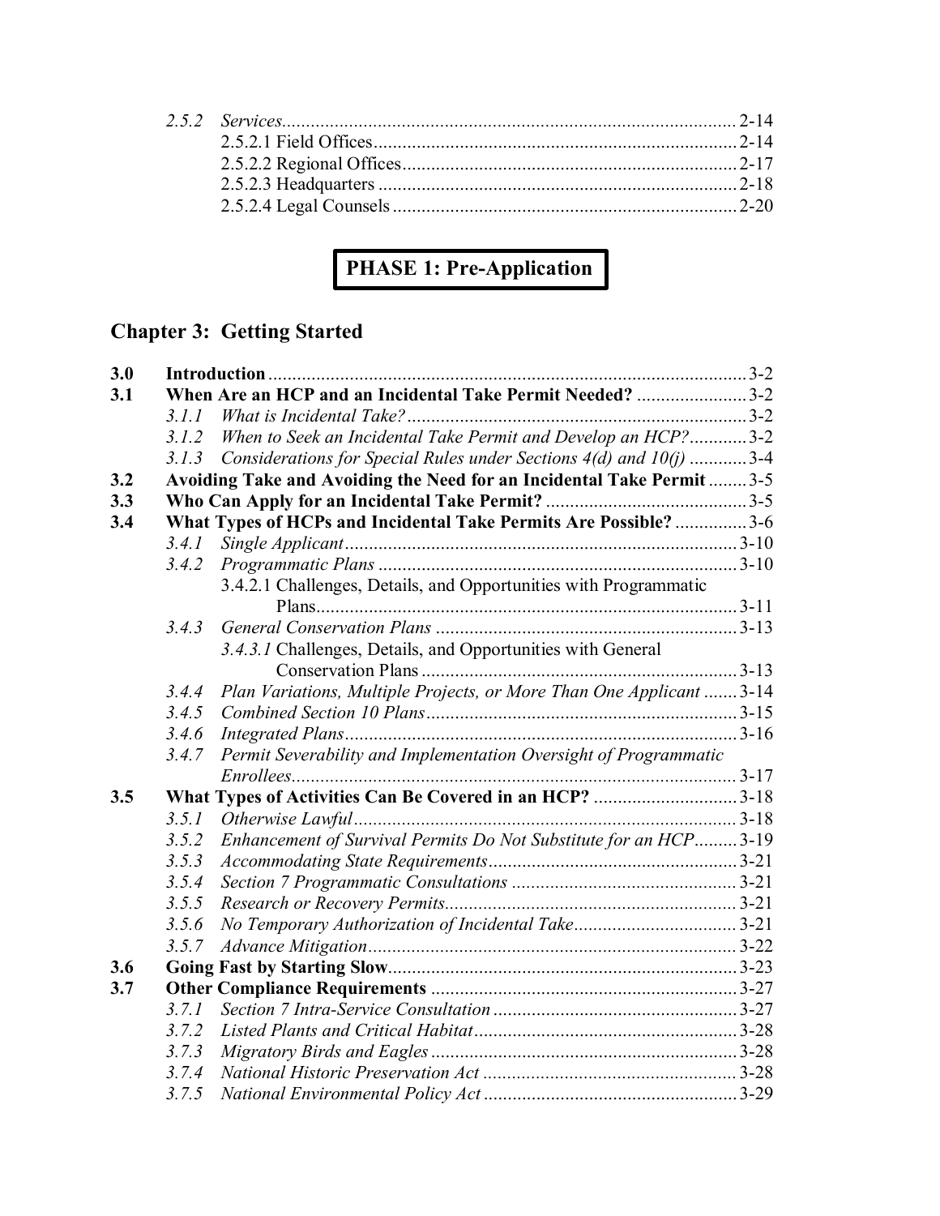*2.5.2 Services* ........ 2-14
- 2.5.2.1 Field Offices ........ 2-14
- 2.5.2.2 Regional Offices ........ 2-17
- 2.5.2.3 Headquarters ........ 2-18
- 2.5.2.4 Legal Counsels ........ 2-20

# PHASE 1: Pre-Application

## Chapter 3: Getting Started

| | | Page |
|---|---|---|
| **3.0** | **Introduction** | 3-2 |
| **3.1** | **When Are an HCP and an Incidental Take Permit Needed?** | 3-2 |
| *3.1.1* | *What is Incidental Take?* | 3-2 |
| *3.1.2* | *When to Seek an Incidental Take Permit and Develop an HCP?* | 3-2 |
| *3.1.3* | *Considerations for Special Rules under Sections 4(d) and 10(j)* | 3-4 |
| **3.2** | **Avoiding Take and Avoiding the Need for an Incidental Take Permit** | 3-5 |
| **3.3** | **Who Can Apply for an Incidental Take Permit?** | 3-5 |
| **3.4** | **What Types of HCPs and Incidental Take Permits Are Possible?** | 3-6 |
| *3.4.1* | *Single Applicant* | 3-10 |
| *3.4.2* | *Programmatic Plans* | 3-10 |
| | 3.4.2.1 Challenges, Details, and Opportunities with Programmatic Plans | 3-11 |
| *3.4.3* | *General Conservation Plans* | 3-13 |
| | *3.4.3.1* Challenges, Details, and Opportunities with General Conservation Plans | 3-13 |
| *3.4.4* | *Plan Variations, Multiple Projects, or More Than One Applicant* | 3-14 |
| *3.4.5* | *Combined Section 10 Plans* | 3-15 |
| *3.4.6* | *Integrated Plans* | 3-16 |
| *3.4.7* | *Permit Severability and Implementation Oversight of Programmatic Enrollees* | 3-17 |
| **3.5** | **What Types of Activities Can Be Covered in an HCP?** | 3-18 |
| *3.5.1* | *Otherwise Lawful* | 3-18 |
| *3.5.2* | *Enhancement of Survival Permits Do Not Substitute for an HCP* | 3-19 |
| *3.5.3* | *Accommodating State Requirements* | 3-21 |
| *3.5.4* | *Section 7 Programmatic Consultations* | 3-21 |
| *3.5.5* | *Research or Recovery Permits* | 3-21 |
| *3.5.6* | *No Temporary Authorization of Incidental Take* | 3-21 |
| *3.5.7* | *Advance Mitigation* | 3-22 |
| **3.6** | **Going Fast by Starting Slow** | 3-23 |
| **3.7** | **Other Compliance Requirements** | 3-27 |
| *3.7.1* | *Section 7 Intra-Service Consultation* | 3-27 |
| *3.7.2* | *Listed Plants and Critical Habitat* | 3-28 |
| *3.7.3* | *Migratory Birds and Eagles* | 3-28 |
| *3.7.4* | *National Historic Preservation Act* | 3-28 |
| *3.7.5* | *National Environmental Policy Act* | 3-29 |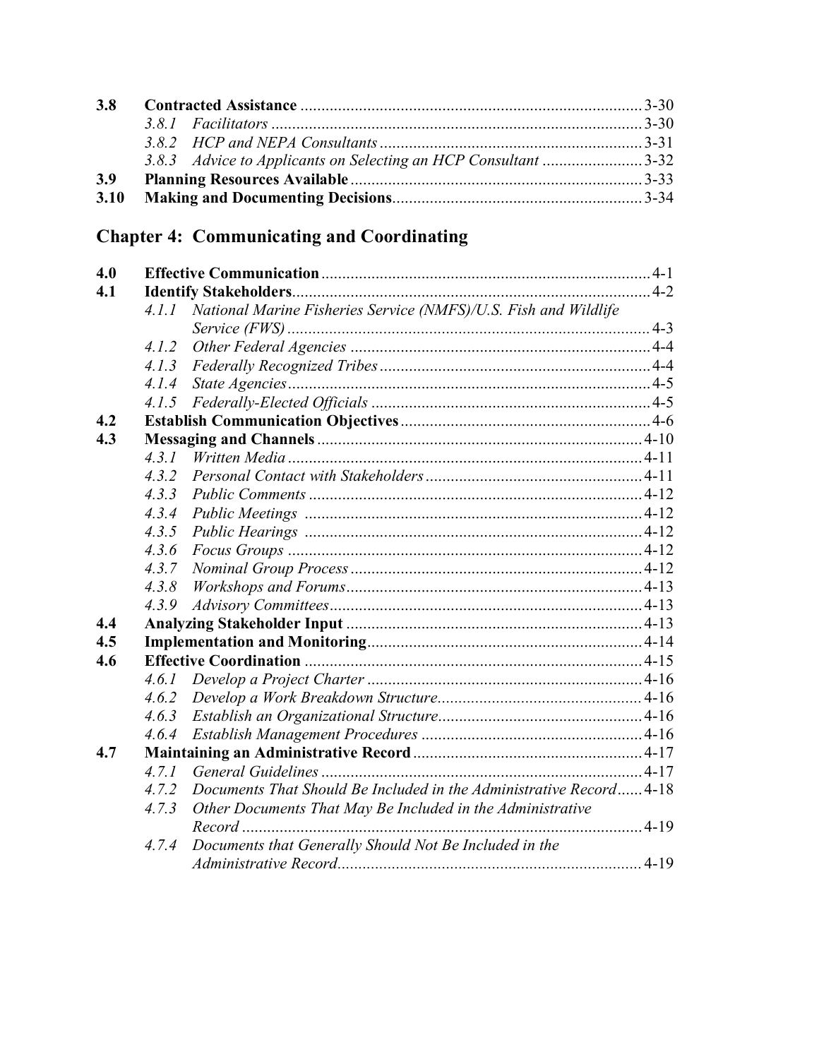| | | |
|---|---|---|
| **3.8** | **Contracted Assistance** | 3-30 |
| | *3.8.1 Facilitators* | 3-30 |
| | *3.8.2 HCP and NEPA Consultants* | 3-31 |
| | *3.8.3 Advice to Applicants on Selecting an HCP Consultant* | 3-32 |
| **3.9** | **Planning Resources Available** | 3-33 |
| **3.10** | **Making and Documenting Decisions** | 3-34 |

## Chapter 4: Communicating and Coordinating

| | | |
|---|---|---|
| **4.0** | **Effective Communication** | 4-1 |
| **4.1** | **Identify Stakeholders** | 4-2 |
| | *4.1.1 National Marine Fisheries Service (NMFS)/U.S. Fish and Wildlife Service (FWS)* | 4-3 |
| | *4.1.2 Other Federal Agencies* | 4-4 |
| | *4.1.3 Federally Recognized Tribes* | 4-4 |
| | *4.1.4 State Agencies* | 4-5 |
| | *4.1.5 Federally-Elected Officials* | 4-5 |
| **4.2** | **Establish Communication Objectives** | 4-6 |
| **4.3** | **Messaging and Channels** | 4-10 |
| | *4.3.1 Written Media* | 4-11 |
| | *4.3.2 Personal Contact with Stakeholders* | 4-11 |
| | *4.3.3 Public Comments* | 4-12 |
| | *4.3.4 Public Meetings* | 4-12 |
| | *4.3.5 Public Hearings* | 4-12 |
| | *4.3.6 Focus Groups* | 4-12 |
| | *4.3.7 Nominal Group Process* | 4-12 |
| | *4.3.8 Workshops and Forums* | 4-13 |
| | *4.3.9 Advisory Committees* | 4-13 |
| **4.4** | **Analyzing Stakeholder Input** | 4-13 |
| **4.5** | **Implementation and Monitoring** | 4-14 |
| **4.6** | **Effective Coordination** | 4-15 |
| | *4.6.1 Develop a Project Charter* | 4-16 |
| | *4.6.2 Develop a Work Breakdown Structure* | 4-16 |
| | *4.6.3 Establish an Organizational Structure* | 4-16 |
| | *4.6.4 Establish Management Procedures* | 4-16 |
| **4.7** | **Maintaining an Administrative Record** | 4-17 |
| | *4.7.1 General Guidelines* | 4-17 |
| | *4.7.2 Documents That Should Be Included in the Administrative Record* | 4-18 |
| | *4.7.3 Other Documents That May Be Included in the Administrative Record* | 4-19 |
| | *4.7.4 Documents that Generally Should Not Be Included in the Administrative Record* | 4-19 |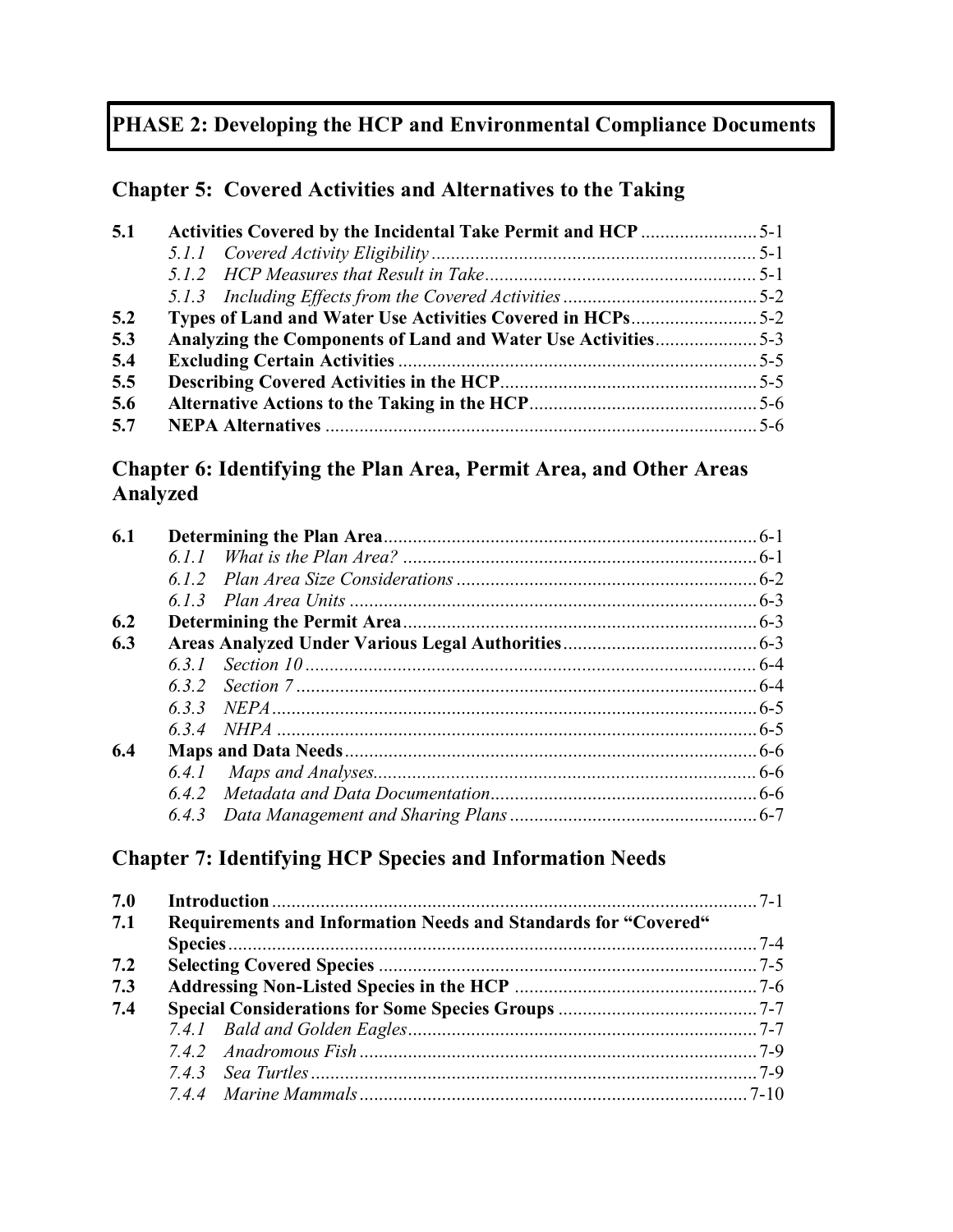# PHASE 2: Developing the HCP and Environmental Compliance Documents

## Chapter 5: Covered Activities and Alternatives to the Taking

| | | |
|---|---|---|
| **5.1** | **Activities Covered by the Incidental Take Permit and HCP** | 5-1 |
| | *5.1.1 Covered Activity Eligibility* | 5-1 |
| | *5.1.2 HCP Measures that Result in Take* | 5-1 |
| | *5.1.3 Including Effects from the Covered Activities* | 5-2 |
| **5.2** | **Types of Land and Water Use Activities Covered in HCPs** | 5-2 |
| **5.3** | **Analyzing the Components of Land and Water Use Activities** | 5-3 |
| **5.4** | **Excluding Certain Activities** | 5-5 |
| **5.5** | **Describing Covered Activities in the HCP** | 5-5 |
| **5.6** | **Alternative Actions to the Taking in the HCP** | 5-6 |
| **5.7** | **NEPA Alternatives** | 5-6 |

## Chapter 6: Identifying the Plan Area, Permit Area, and Other Areas Analyzed

| | | |
|---|---|---|
| **6.1** | **Determining the Plan Area** | 6-1 |
| | *6.1.1 What is the Plan Area?* | 6-1 |
| | *6.1.2 Plan Area Size Considerations* | 6-2 |
| | *6.1.3 Plan Area Units* | 6-3 |
| **6.2** | **Determining the Permit Area** | 6-3 |
| **6.3** | **Areas Analyzed Under Various Legal Authorities** | 6-3 |
| | *6.3.1 Section 10* | 6-4 |
| | *6.3.2 Section 7* | 6-4 |
| | *6.3.3 NEPA* | 6-5 |
| | *6.3.4 NHPA* | 6-5 |
| **6.4** | **Maps and Data Needs** | 6-6 |
| | *6.4.1 Maps and Analyses* | 6-6 |
| | *6.4.2 Metadata and Data Documentation* | 6-6 |
| | *6.4.3 Data Management and Sharing Plans* | 6-7 |

## Chapter 7: Identifying HCP Species and Information Needs

| | | |
|---|---|---|
| **7.0** | **Introduction** | 7-1 |
| **7.1** | **Requirements and Information Needs and Standards for "Covered" Species** | 7-4 |
| **7.2** | **Selecting Covered Species** | 7-5 |
| **7.3** | **Addressing Non-Listed Species in the HCP** | 7-6 |
| **7.4** | **Special Considerations for Some Species Groups** | 7-7 |
| | *7.4.1 Bald and Golden Eagles* | 7-7 |
| | *7.4.2 Anadromous Fish* | 7-9 |
| | *7.4.3 Sea Turtles* | 7-9 |
| | *7.4.4 Marine Mammals* | 7-10 |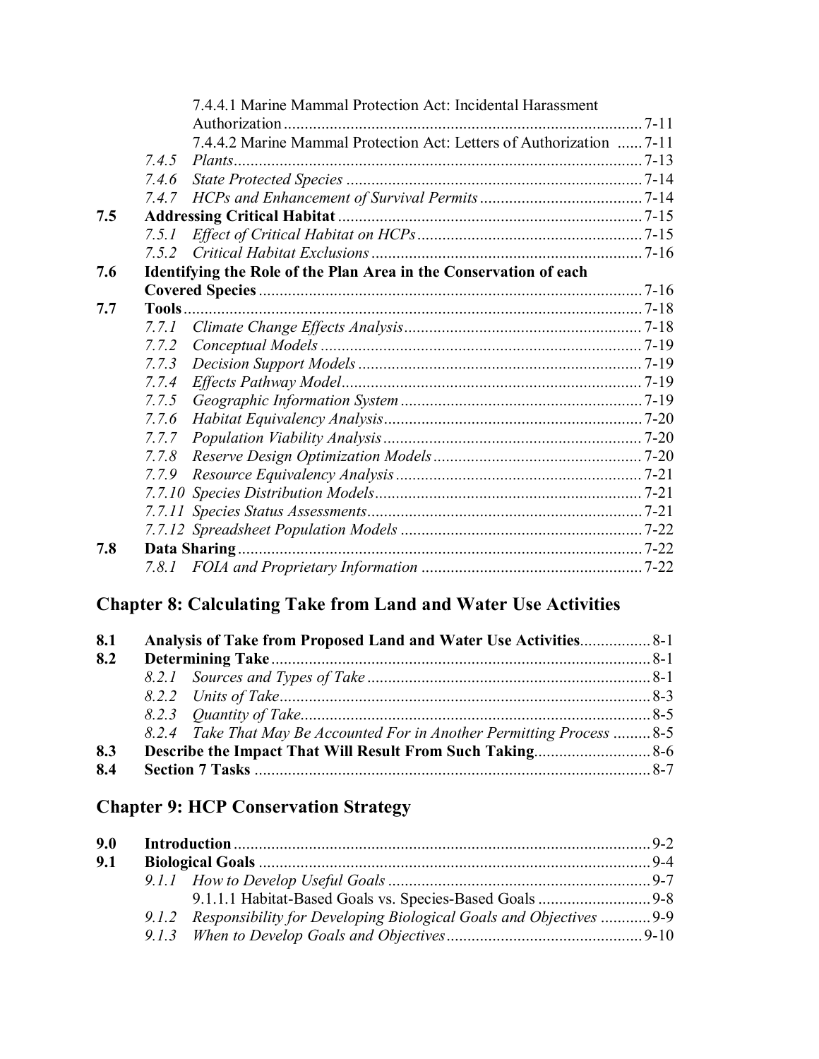7.4.4.1 Marine Mammal Protection Act: Incidental Harassment Authorization ....... 7-11

7.4.4.2 Marine Mammal Protection Act: Letters of Authorization ....... 7-11

*7.4.5 Plants* ....... 7-13

*7.4.6 State Protected Species* ....... 7-14

*7.4.7 HCPs and Enhancement of Survival Permits* ....... 7-14

**7.5 Addressing Critical Habitat** ....... 7-15

*7.5.1 Effect of Critical Habitat on HCPs* ....... 7-15

*7.5.2 Critical Habitat Exclusions* ....... 7-16

**7.6 Identifying the Role of the Plan Area in the Conservation of each Covered Species** ....... 7-16

**7.7 Tools** ....... 7-18

*7.7.1 Climate Change Effects Analysis* ....... 7-18

*7.7.2 Conceptual Models* ....... 7-19

*7.7.3 Decision Support Models* ....... 7-19

*7.7.4 Effects Pathway Model* ....... 7-19

*7.7.5 Geographic Information System* ....... 7-19

*7.7.6 Habitat Equivalency Analysis* ....... 7-20

*7.7.7 Population Viability Analysis* ....... 7-20

*7.7.8 Reserve Design Optimization Models* ....... 7-20

*7.7.9 Resource Equivalency Analysis* ....... 7-21

*7.7.10 Species Distribution Models* ....... 7-21

*7.7.11 Species Status Assessments* ....... 7-21

*7.7.12 Spreadsheet Population Models* ....... 7-22

**7.8 Data Sharing** ....... 7-22

*7.8.1 FOIA and Proprietary Information* ....... 7-22

## Chapter 8: Calculating Take from Land and Water Use Activities

**8.1 Analysis of Take from Proposed Land and Water Use Activities** ....... 8-1

**8.2 Determining Take** ....... 8-1

*8.2.1 Sources and Types of Take* ....... 8-1

*8.2.2 Units of Take* ....... 8-3

*8.2.3 Quantity of Take* ....... 8-5

*8.2.4 Take That May Be Accounted For in Another Permitting Process* ....... 8-5

**8.3 Describe the Impact That Will Result From Such Taking** ....... 8-6

**8.4 Section 7 Tasks** ....... 8-7

## Chapter 9: HCP Conservation Strategy

**9.0 Introduction** ....... 9-2

**9.1 Biological Goals** ....... 9-4

*9.1.1 How to Develop Useful Goals* ....... 9-7

9.1.1.1 Habitat-Based Goals vs. Species-Based Goals ....... 9-8

*9.1.2 Responsibility for Developing Biological Goals and Objectives* ....... 9-9

*9.1.3 When to Develop Goals and Objectives* ....... 9-10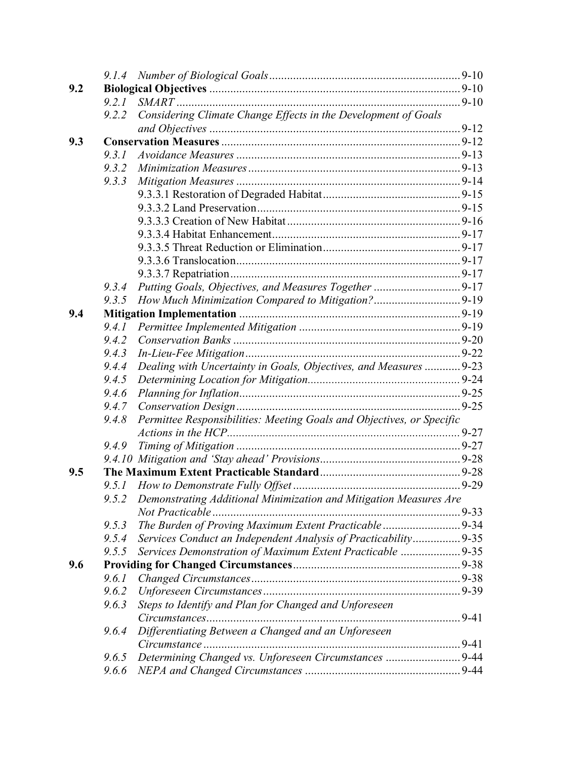| | | |
|---|---|---|
| | *9.1.4 Number of Biological Goals* | 9-10 |
| **9.2** | **Biological Objectives** | 9-10 |
| | *9.2.1 SMART* | 9-10 |
| | *9.2.2 Considering Climate Change Effects in the Development of Goals and Objectives* | 9-12 |
| **9.3** | **Conservation Measures** | 9-12 |
| | *9.3.1 Avoidance Measures* | 9-13 |
| | *9.3.2 Minimization Measures* | 9-13 |
| | *9.3.3 Mitigation Measures* | 9-14 |
| | 9.3.3.1 Restoration of Degraded Habitat | 9-15 |
| | 9.3.3.2 Land Preservation | 9-15 |
| | 9.3.3.3 Creation of New Habitat | 9-16 |
| | 9.3.3.4 Habitat Enhancement | 9-17 |
| | 9.3.3.5 Threat Reduction or Elimination | 9-17 |
| | 9.3.3.6 Translocation | 9-17 |
| | 9.3.3.7 Repatriation | 9-17 |
| | *9.3.4 Putting Goals, Objectives, and Measures Together* | 9-17 |
| | *9.3.5 How Much Minimization Compared to Mitigation?* | 9-19 |
| **9.4** | **Mitigation Implementation** | 9-19 |
| | *9.4.1 Permittee Implemented Mitigation* | 9-19 |
| | *9.4.2 Conservation Banks* | 9-20 |
| | *9.4.3 In-Lieu-Fee Mitigation* | 9-22 |
| | *9.4.4 Dealing with Uncertainty in Goals, Objectives, and Measures* | 9-23 |
| | *9.4.5 Determining Location for Mitigation* | 9-24 |
| | *9.4.6 Planning for Inflation* | 9-25 |
| | *9.4.7 Conservation Design* | 9-25 |
| | *9.4.8 Permittee Responsibilities: Meeting Goals and Objectives, or Specific Actions in the HCP* | 9-27 |
| | *9.4.9 Timing of Mitigation* | 9-27 |
| | *9.4.10 Mitigation and 'Stay ahead' Provisions* | 9-28 |
| **9.5** | **The Maximum Extent Practicable Standard** | 9-28 |
| | *9.5.1 How to Demonstrate Fully Offset* | 9-29 |
| | *9.5.2 Demonstrating Additional Minimization and Mitigation Measures Are Not Practicable* | 9-33 |
| | *9.5.3 The Burden of Proving Maximum Extent Practicable* | 9-34 |
| | *9.5.4 Services Conduct an Independent Analysis of Practicability* | 9-35 |
| | *9.5.5 Services Demonstration of Maximum Extent Practicable* | 9-35 |
| **9.6** | **Providing for Changed Circumstances** | 9-38 |
| | *9.6.1 Changed Circumstances* | 9-38 |
| | *9.6.2 Unforeseen Circumstances* | 9-39 |
| | *9.6.3 Steps to Identify and Plan for Changed and Unforeseen Circumstances* | 9-41 |
| | *9.6.4 Differentiating Between a Changed and an Unforeseen Circumstance* | 9-41 |
| | *9.6.5 Determining Changed vs. Unforeseen Circumstances* | 9-44 |
| | *9.6.6 NEPA and Changed Circumstances* | 9-44 |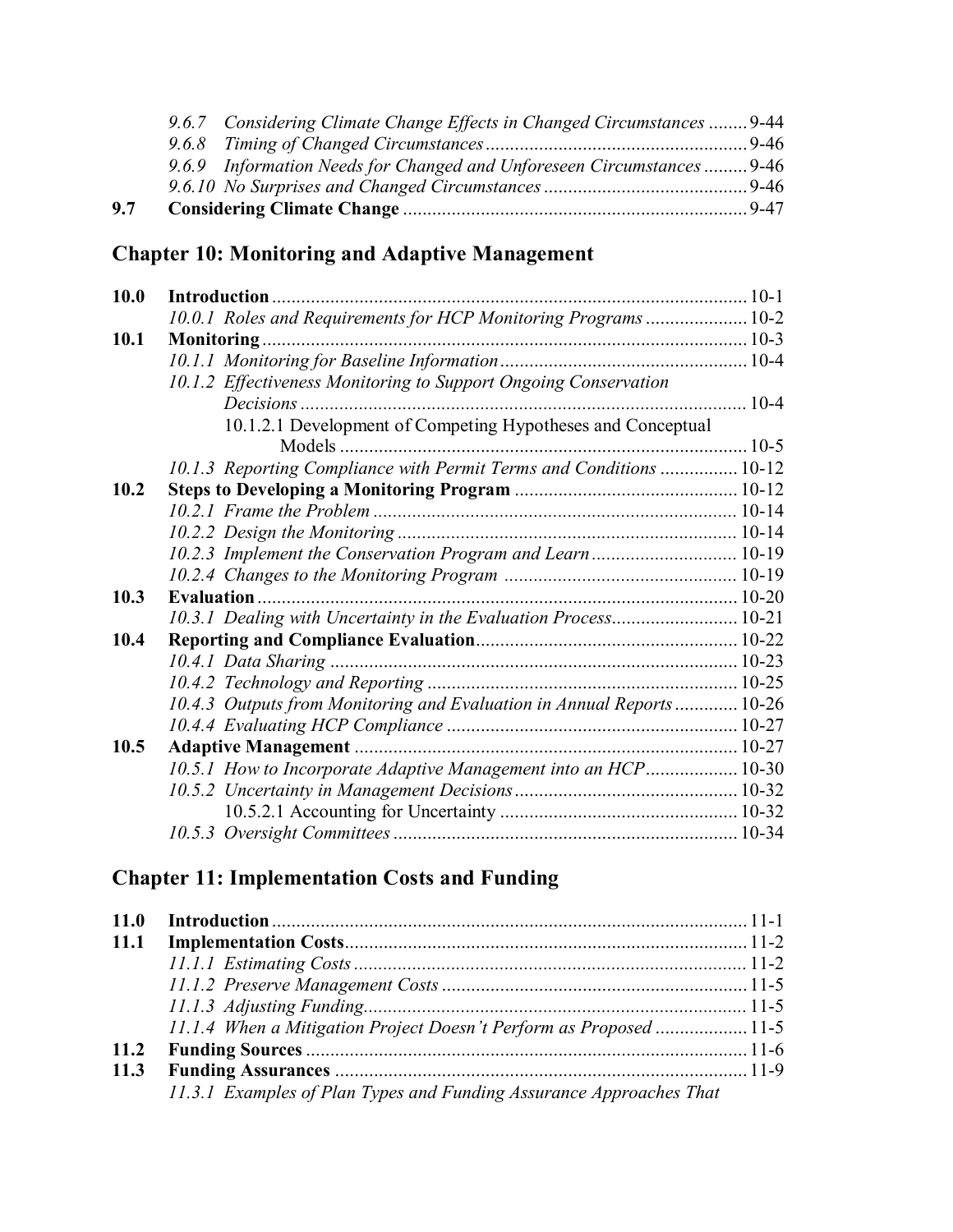*9.6.7 Considering Climate Change Effects in Changed Circumstances* ........ 9-44
*9.6.8 Timing of Changed Circumstances* ........ 9-46
*9.6.9 Information Needs for Changed and Unforeseen Circumstances* ........ 9-46
*9.6.10 No Surprises and Changed Circumstances* ........ 9-46
**9.7 Considering Climate Change** ........ 9-47

## Chapter 10: Monitoring and Adaptive Management

**10.0 Introduction** ........ 10-1
*10.0.1 Roles and Requirements for HCP Monitoring Programs* ........ 10-2
**10.1 Monitoring** ........ 10-3
*10.1.1 Monitoring for Baseline Information* ........ 10-4
*10.1.2 Effectiveness Monitoring to Support Ongoing Conservation Decisions* ........ 10-4
10.1.2.1 Development of Competing Hypotheses and Conceptual Models ........ 10-5
*10.1.3 Reporting Compliance with Permit Terms and Conditions* ........ 10-12
**10.2 Steps to Developing a Monitoring Program** ........ 10-12
*10.2.1 Frame the Problem* ........ 10-14
*10.2.2 Design the Monitoring* ........ 10-14
*10.2.3 Implement the Conservation Program and Learn* ........ 10-19
*10.2.4 Changes to the Monitoring Program* ........ 10-19
**10.3 Evaluation** ........ 10-20
*10.3.1 Dealing with Uncertainty in the Evaluation Process* ........ 10-21
**10.4 Reporting and Compliance Evaluation** ........ 10-22
*10.4.1 Data Sharing* ........ 10-23
*10.4.2 Technology and Reporting* ........ 10-25
*10.4.3 Outputs from Monitoring and Evaluation in Annual Reports* ........ 10-26
*10.4.4 Evaluating HCP Compliance* ........ 10-27
**10.5 Adaptive Management** ........ 10-27
*10.5.1 How to Incorporate Adaptive Management into an HCP* ........ 10-30
*10.5.2 Uncertainty in Management Decisions* ........ 10-32
10.5.2.1 Accounting for Uncertainty ........ 10-32
*10.5.3 Oversight Committees* ........ 10-34

## Chapter 11: Implementation Costs and Funding

**11.0 Introduction** ........ 11-1
**11.1 Implementation Costs** ........ 11-2
*11.1.1 Estimating Costs* ........ 11-2
*11.1.2 Preserve Management Costs* ........ 11-5
*11.1.3 Adjusting Funding* ........ 11-5
*11.1.4 When a Mitigation Project Doesn't Perform as Proposed* ........ 11-5
**11.2 Funding Sources** ........ 11-6
**11.3 Funding Assurances** ........ 11-9
*11.3.1 Examples of Plan Types and Funding Assurance Approaches That*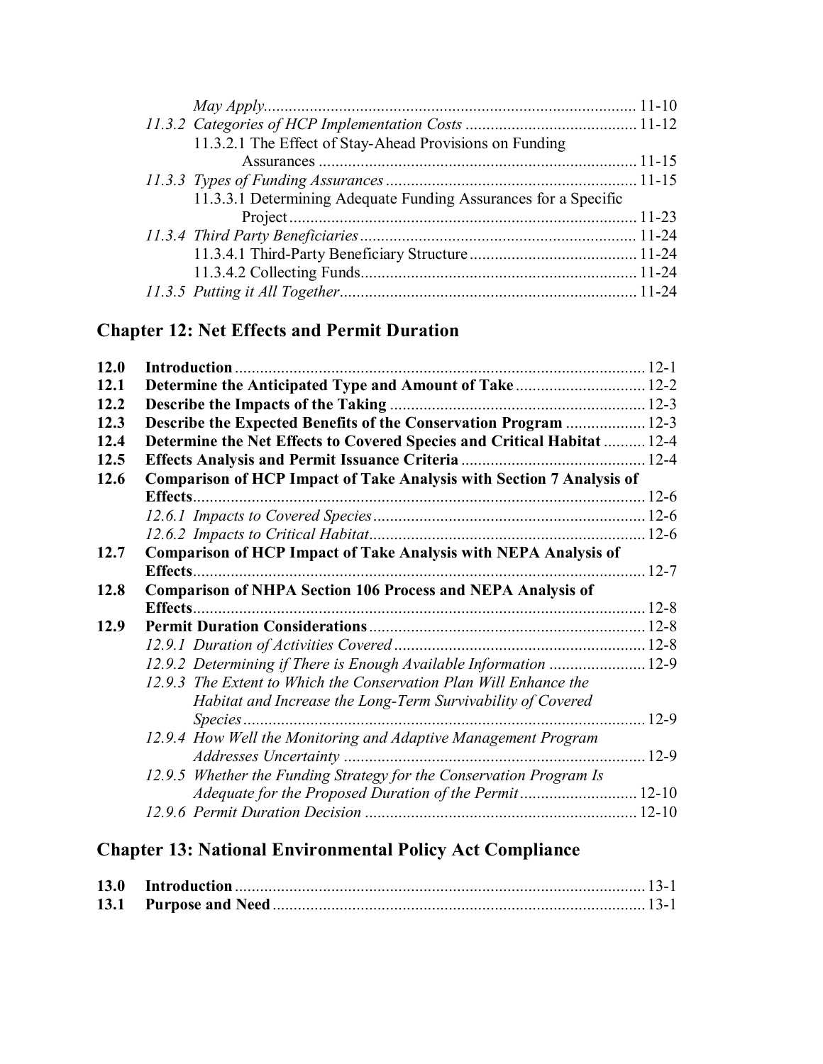*May Apply* ........................................................................................ 11-10

*11.3.2 Categories of HCP Implementation Costs* ......................................... 11-12

11.3.2.1 The Effect of Stay-Ahead Provisions on Funding Assurances ............................................................................ 11-15

*11.3.3 Types of Funding Assurances* ........................................................... 11-15

11.3.3.1 Determining Adequate Funding Assurances for a Specific Project .................................................................................. 11-23

*11.3.4 Third Party Beneficiaries* ................................................................. 11-24

11.3.4.1 Third-Party Beneficiary Structure ........................................ 11-24

11.3.4.2 Collecting Funds.................................................................. 11-24

*11.3.5 Putting it All Together* ...................................................................... 11-24

## Chapter 12: Net Effects and Permit Duration

**12.0 Introduction** ................................................................................................ 12-1

**12.1 Determine the Anticipated Type and Amount of Take** .............................. 12-2

**12.2 Describe the Impacts of the Taking** ............................................................ 12-3

**12.3 Describe the Expected Benefits of the Conservation Program** .................. 12-3

**12.4 Determine the Net Effects to Covered Species and Critical Habitat** .......... 12-4

**12.5 Effects Analysis and Permit Issuance Criteria** ........................................... 12-4

**12.6 Comparison of HCP Impact of Take Analysis with Section 7 Analysis of Effects** ........................................................................................................... 12-6

*12.6.1 Impacts to Covered Species* ................................................................ 12-6

*12.6.2 Impacts to Critical Habitat* .................................................................. 12-6

**12.7 Comparison of HCP Impact of Take Analysis with NEPA Analysis of Effects** ........................................................................................................... 12-7

**12.8 Comparison of NHPA Section 106 Process and NEPA Analysis of Effects** ........................................................................................................... 12-8

**12.9 Permit Duration Considerations** ................................................................. 12-8

*12.9.1 Duration of Activities Covered* ........................................................... 12-8

*12.9.2 Determining if There is Enough Available Information* ...................... 12-9

*12.9.3 The Extent to Which the Conservation Plan Will Enhance the Habitat and Increase the Long-Term Survivability of Covered Species* ............................................................................................... 12-9

*12.9.4 How Well the Monitoring and Adaptive Management Program Addresses Uncertainty* ........................................................................ 12-9

*12.9.5 Whether the Funding Strategy for the Conservation Program Is Adequate for the Proposed Duration of the Permit* ........................... 12-10

*12.9.6 Permit Duration Decision* ................................................................ 12-10

## Chapter 13: National Environmental Policy Act Compliance

**13.0 Introduction** ................................................................................................. 13-1

**13.1 Purpose and Need** ........................................................................................ 13-1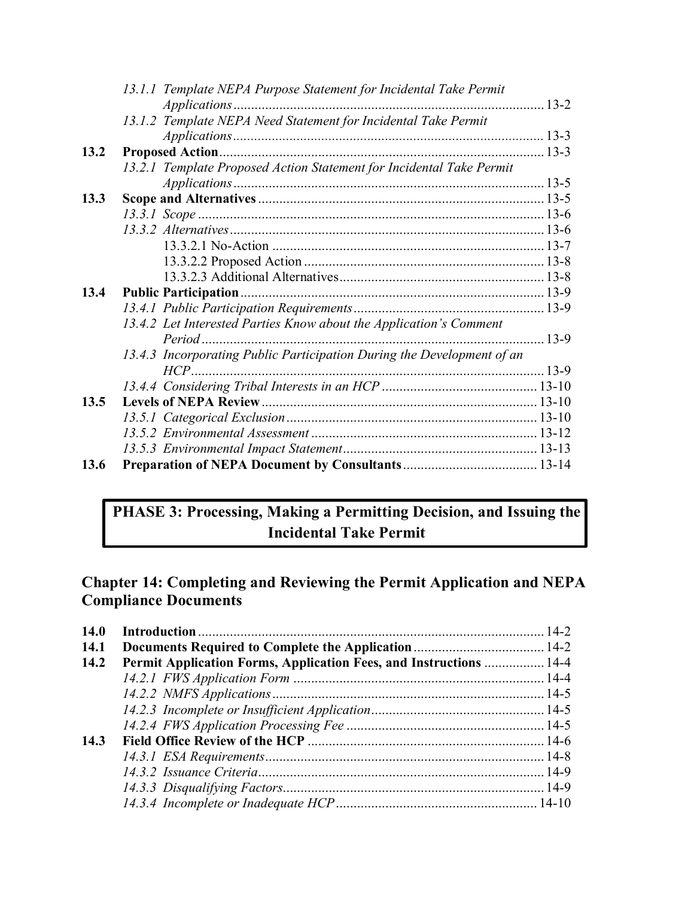| | | |
|---|---|---|
| | *13.1.1 Template NEPA Purpose Statement for Incidental Take Permit Applications* | 13-2 |
| | *13.1.2 Template NEPA Need Statement for Incidental Take Permit Applications* | 13-3 |
| **13.2** | **Proposed Action** | 13-3 |
| | *13.2.1 Template Proposed Action Statement for Incidental Take Permit Applications* | 13-5 |
| **13.3** | **Scope and Alternatives** | 13-5 |
| | *13.3.1 Scope* | 13-6 |
| | *13.3.2 Alternatives* | 13-6 |
| | 13.3.2.1 No-Action | 13-7 |
| | 13.3.2.2 Proposed Action | 13-8 |
| | 13.3.2.3 Additional Alternatives | 13-8 |
| **13.4** | **Public Participation** | 13-9 |
| | *13.4.1 Public Participation Requirements* | 13-9 |
| | *13.4.2 Let Interested Parties Know about the Application's Comment Period* | 13-9 |
| | *13.4.3 Incorporating Public Participation During the Development of an HCP* | 13-9 |
| | *13.4.4 Considering Tribal Interests in an HCP* | 13-10 |
| **13.5** | **Levels of NEPA Review** | 13-10 |
| | *13.5.1 Categorical Exclusion* | 13-10 |
| | *13.5.2 Environmental Assessment* | 13-12 |
| | *13.5.3 Environmental Impact Statement* | 13-13 |
| **13.6** | **Preparation of NEPA Document by Consultants** | 13-14 |

## PHASE 3: Processing, Making a Permitting Decision, and Issuing the Incidental Take Permit

### Chapter 14: Completing and Reviewing the Permit Application and NEPA Compliance Documents

| | | |
|---|---|---|
| **14.0** | **Introduction** | 14-2 |
| **14.1** | **Documents Required to Complete the Application** | 14-2 |
| **14.2** | **Permit Application Forms, Application Fees, and Instructions** | 14-4 |
| | *14.2.1 FWS Application Form* | 14-4 |
| | *14.2.2 NMFS Applications* | 14-5 |
| | *14.2.3 Incomplete or Insufficient Application* | 14-5 |
| | *14.2.4 FWS Application Processing Fee* | 14-5 |
| **14.3** | **Field Office Review of the HCP** | 14-6 |
| | *14.3.1 ESA Requirements* | 14-8 |
| | *14.3.2 Issuance Criteria* | 14-9 |
| | *14.3.3 Disqualifying Factors* | 14-9 |
| | *14.3.4 Incomplete or Inadequate HCP* | 14-10 |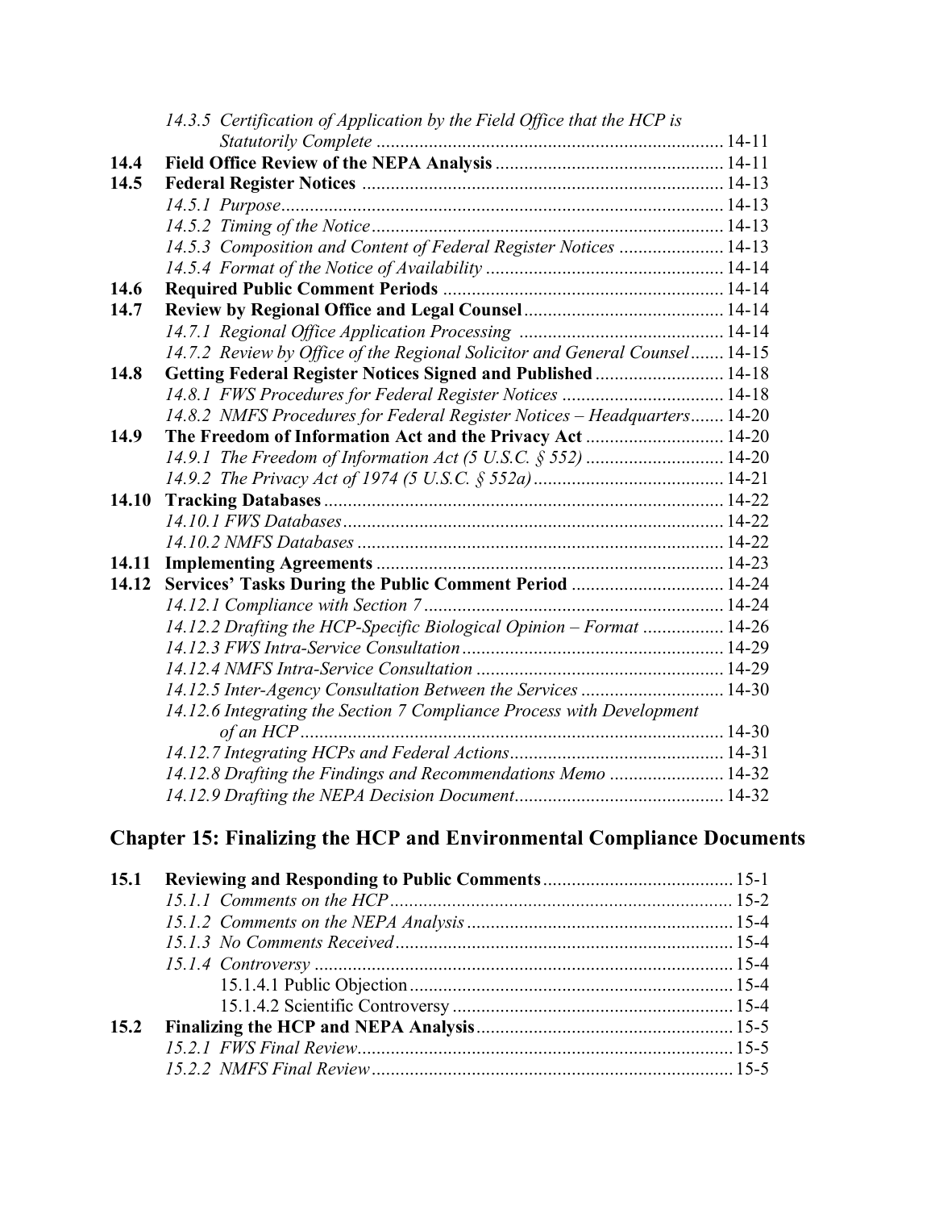*14.3.5 Certification of Application by the Field Office that the HCP is Statutorily Complete* ......... 14-11

**14.4 Field Office Review of the NEPA Analysis** ......... 14-11

**14.5 Federal Register Notices** ......... 14-13

*14.5.1 Purpose* ......... 14-13

*14.5.2 Timing of the Notice* ......... 14-13

*14.5.3 Composition and Content of Federal Register Notices* ......... 14-13

*14.5.4 Format of the Notice of Availability* ......... 14-14

**14.6 Required Public Comment Periods** ......... 14-14

**14.7 Review by Regional Office and Legal Counsel** ......... 14-14

*14.7.1 Regional Office Application Processing* ......... 14-14

*14.7.2 Review by Office of the Regional Solicitor and General Counsel* ......... 14-15

**14.8 Getting Federal Register Notices Signed and Published** ......... 14-18

*14.8.1 FWS Procedures for Federal Register Notices* ......... 14-18

*14.8.2 NMFS Procedures for Federal Register Notices – Headquarters* ......... 14-20

**14.9 The Freedom of Information Act and the Privacy Act** ......... 14-20

*14.9.1 The Freedom of Information Act (5 U.S.C. § 552)* ......... 14-20

*14.9.2 The Privacy Act of 1974 (5 U.S.C. § 552a)* ......... 14-21

**14.10 Tracking Databases** ......... 14-22

*14.10.1 FWS Databases* ......... 14-22

*14.10.2 NMFS Databases* ......... 14-22

**14.11 Implementing Agreements** ......... 14-23

**14.12 Services' Tasks During the Public Comment Period** ......... 14-24

*14.12.1 Compliance with Section 7* ......... 14-24

*14.12.2 Drafting the HCP-Specific Biological Opinion – Format* ......... 14-26

*14.12.3 FWS Intra-Service Consultation* ......... 14-29

*14.12.4 NMFS Intra-Service Consultation* ......... 14-29

*14.12.5 Inter-Agency Consultation Between the Services* ......... 14-30

*14.12.6 Integrating the Section 7 Compliance Process with Development of an HCP* ......... 14-30

*14.12.7 Integrating HCPs and Federal Actions* ......... 14-31

*14.12.8 Drafting the Findings and Recommendations Memo* ......... 14-32

*14.12.9 Drafting the NEPA Decision Document* ......... 14-32

## Chapter 15: Finalizing the HCP and Environmental Compliance Documents

**15.1 Reviewing and Responding to Public Comments** ......... 15-1

*15.1.1 Comments on the HCP* ......... 15-2

*15.1.2 Comments on the NEPA Analysis* ......... 15-4

*15.1.3 No Comments Received* ......... 15-4

*15.1.4 Controversy* ......... 15-4

15.1.4.1 Public Objection ......... 15-4

15.1.4.2 Scientific Controversy ......... 15-4

**15.2 Finalizing the HCP and NEPA Analysis** ......... 15-5

*15.2.1 FWS Final Review* ......... 15-5

*15.2.2 NMFS Final Review* ......... 15-5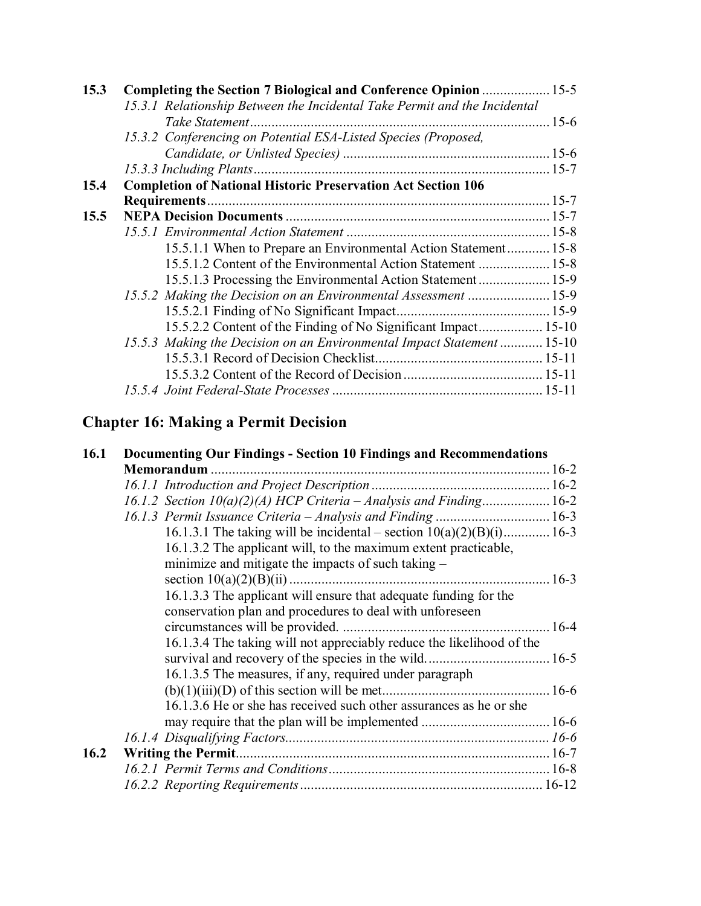| | | |
|---|---|---|
| **15.3** | **Completing the Section 7 Biological and Conference Opinion** | 15-5 |
| | *15.3.1 Relationship Between the Incidental Take Permit and the Incidental Take Statement* | 15-6 |
| | *15.3.2 Conferencing on Potential ESA-Listed Species (Proposed, Candidate, or Unlisted Species)* | 15-6 |
| | *15.3.3 Including Plants* | 15-7 |
| **15.4** | **Completion of National Historic Preservation Act Section 106 Requirements** | 15-7 |
| **15.5** | **NEPA Decision Documents** | 15-7 |
| | *15.5.1 Environmental Action Statement* | 15-8 |
| | 15.5.1.1 When to Prepare an Environmental Action Statement | 15-8 |
| | 15.5.1.2 Content of the Environmental Action Statement | 15-8 |
| | 15.5.1.3 Processing the Environmental Action Statement | 15-9 |
| | *15.5.2 Making the Decision on an Environmental Assessment* | 15-9 |
| | 15.5.2.1 Finding of No Significant Impact | 15-9 |
| | 15.5.2.2 Content of the Finding of No Significant Impact | 15-10 |
| | *15.5.3 Making the Decision on an Environmental Impact Statement* | 15-10 |
| | 15.5.3.1 Record of Decision Checklist | 15-11 |
| | 15.5.3.2 Content of the Record of Decision | 15-11 |
| | *15.5.4 Joint Federal-State Processes* | 15-11 |

## Chapter 16: Making a Permit Decision

| | | |
|---|---|---|
| **16.1** | **Documenting Our Findings - Section 10 Findings and Recommendations Memorandum** | 16-2 |
| | *16.1.1 Introduction and Project Description* | 16-2 |
| | *16.1.2 Section 10(a)(2)(A) HCP Criteria – Analysis and Finding* | 16-2 |
| | *16.1.3 Permit Issuance Criteria – Analysis and Finding* | 16-3 |
| | 16.1.3.1 The taking will be incidental – section 10(a)(2)(B)(i) | 16-3 |
| | 16.1.3.2 The applicant will, to the maximum extent practicable, minimize and mitigate the impacts of such taking – section 10(a)(2)(B)(ii) | 16-3 |
| | 16.1.3.3 The applicant will ensure that adequate funding for the conservation plan and procedures to deal with unforeseen circumstances will be provided. | 16-4 |
| | 16.1.3.4 The taking will not appreciably reduce the likelihood of the survival and recovery of the species in the wild. | 16-5 |
| | 16.1.3.5 The measures, if any, required under paragraph (b)(1)(iii)(D) of this section will be met | 16-6 |
| | 16.1.3.6 He or she has received such other assurances as he or she may require that the plan will be implemented | 16-6 |
| | *16.1.4 Disqualifying Factors* | *16-6* |
| **16.2** | **Writing the Permit** | 16-7 |
| | *16.2.1 Permit Terms and Conditions* | 16-8 |
| | *16.2.2 Reporting Requirements* | 16-12 |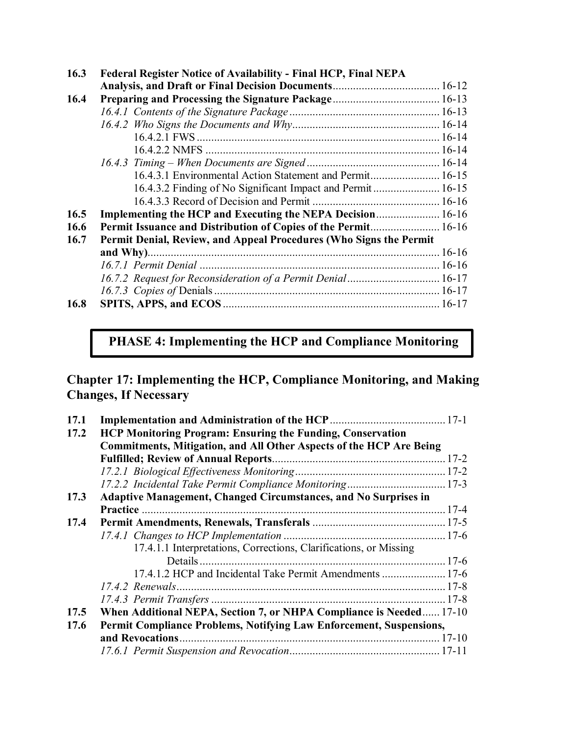| | | |
|---|---|---|
| **16.3** | **Federal Register Notice of Availability - Final HCP, Final NEPA Analysis, and Draft or Final Decision Documents** | 16-12 |
| **16.4** | **Preparing and Processing the Signature Package** | 16-13 |
| | *16.4.1 Contents of the Signature Package* | 16-13 |
| | *16.4.2 Who Signs the Documents and Why* | 16-14 |
| | 16.4.2.1 FWS | 16-14 |
| | 16.4.2.2 NMFS | 16-14 |
| | *16.4.3 Timing – When Documents are Signed* | 16-14 |
| | 16.4.3.1 Environmental Action Statement and Permit | 16-15 |
| | 16.4.3.2 Finding of No Significant Impact and Permit | 16-15 |
| | 16.4.3.3 Record of Decision and Permit | 16-16 |
| **16.5** | **Implementing the HCP and Executing the NEPA Decision** | 16-16 |
| **16.6** | **Permit Issuance and Distribution of Copies of the Permit** | 16-16 |
| **16.7** | **Permit Denial, Review, and Appeal Procedures (Who Signs the Permit and Why)** | 16-16 |
| | *16.7.1 Permit Denial* | 16-16 |
| | *16.7.2 Request for Reconsideration of a Permit Denial* | 16-17 |
| | *16.7.3 Copies of* Denials | 16-17 |
| **16.8** | **SPITS, APPS, and ECOS** | 16-17 |

# PHASE 4: Implementing the HCP and Compliance Monitoring

## Chapter 17: Implementing the HCP, Compliance Monitoring, and Making Changes, If Necessary

| | | |
|---|---|---|
| **17.1** | **Implementation and Administration of the HCP** | 17-1 |
| **17.2** | **HCP Monitoring Program: Ensuring the Funding, Conservation Commitments, Mitigation, and All Other Aspects of the HCP Are Being Fulfilled; Review of Annual Reports** | 17-2 |
| | *17.2.1 Biological Effectiveness Monitoring* | 17-2 |
| | *17.2.2 Incidental Take Permit Compliance Monitoring* | 17-3 |
| **17.3** | **Adaptive Management, Changed Circumstances, and No Surprises in Practice** | 17-4 |
| **17.4** | **Permit Amendments, Renewals, Transferals** | 17-5 |
| | *17.4.1 Changes to HCP Implementation* | 17-6 |
| | 17.4.1.1 Interpretations, Corrections, Clarifications, or Missing Details | 17-6 |
| | 17.4.1.2 HCP and Incidental Take Permit Amendments | 17-6 |
| | *17.4.2 Renewals* | 17-8 |
| | *17.4.3 Permit Transfers* | 17-8 |
| **17.5** | **When Additional NEPA, Section 7, or NHPA Compliance is Needed** | 17-10 |
| **17.6** | **Permit Compliance Problems, Notifying Law Enforcement, Suspensions, and Revocations** | 17-10 |
| | *17.6.1 Permit Suspension and Revocation* | 17-11 |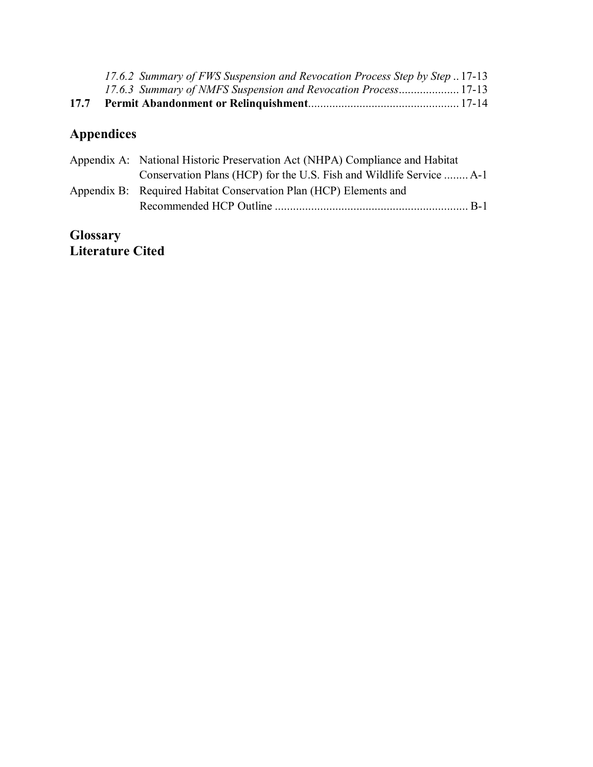*17.6.2 Summary of FWS Suspension and Revocation Process Step by Step* .. 17-13
*17.6.3 Summary of NMFS Suspension and Revocation Process* .................... 17-13

**17.7 Permit Abandonment or Relinquishment** ................................................. 17-14

## Appendices

Appendix A: National Historic Preservation Act (NHPA) Compliance and Habitat Conservation Plans (HCP) for the U.S. Fish and Wildlife Service ........ A-1

Appendix B: Required Habitat Conservation Plan (HCP) Elements and Recommended HCP Outline ............................................................... B-1

## Glossary

## Literature Cited